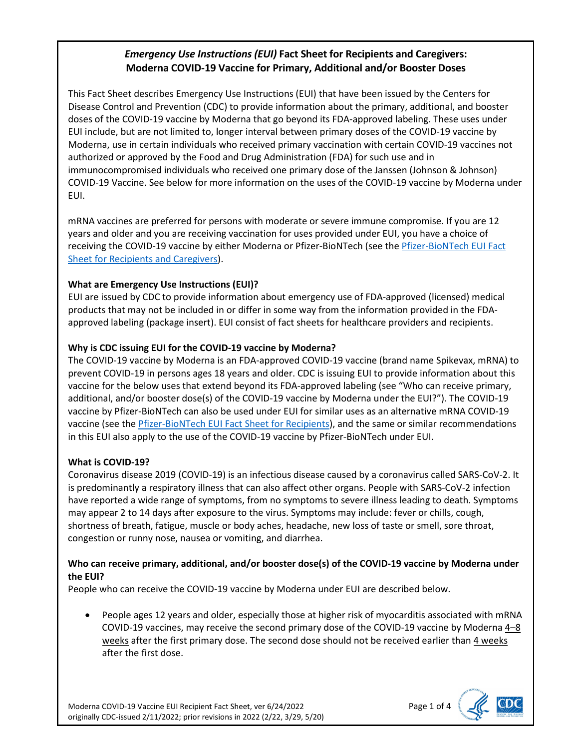# *Emergency Use Instructions (EUI)* Fact Sheet for Recipients and Caregivers: Moderna COVID-19 Vaccine for Primary, Additional and/or Booster Doses

This Fact Sheet describes Emergency Use Instructions (EUI) that have been issued by the Centers for Disease Control and Prevention (CDC) to provide information about the primary, additional, and booster doses of the COVID-19 vaccine by Moderna that go beyond its FDA-approved labeling. These uses under EUI include, but are not limited to, longer interval between primary doses of the COVID-19 vaccine by Moderna, use in certain individuals who received primary vaccination with certain COVID-19 vaccines not authorized or approved by the Food and Drug Administration (FDA) for such use and in immunocompromised individuals who received one primary dose of the Janssen (Johnson & Johnson) COVID-19 Vaccine. See below for more information on the uses of the COVID-19 vaccine by Moderna under EUI.

mRNA vaccines are preferred for persons with moderate or severe immune compromise. If you are 12 years and older and you are receiving vaccination for uses provided under EUI, you have a choice of receiving the COVID-19 vaccine by either Moderna or Pfizer-BioNTech (see the Pfizer-BioNTech EUI Fact Sheet for Recipients and Caregivers).

**What are Emergency Use Instructions (EUI)?**

EUI are issued by CDC to provide information about emergency use of FDA-approved (licensed) medical products that may not be included in or differ in some way from the information provided in the FDA-approved labeling (package insert). EUI consist of fact sheets for healthcare providers and recipients.

**Why is CDC issuing EUI for the COVID-19 vaccine by Moderna?**

The COVID-19 vaccine by Moderna is an FDA-approved COVID-19 vaccine (brand name Spikevax, mRNA) to prevent COVID-19 in persons ages 18 years and older. CDC is issuing EUI to provide information about this vaccine for the below uses that extend beyond its FDA-approved labeling (see "Who can receive primary, additional, and/or booster dose(s) of the COVID-19 vaccine by Moderna under the EUI?"). The COVID-19 vaccine by Pfizer-BioNTech can also be used under EUI for similar uses as an alternative mRNA COVID-19 vaccine (see the Pfizer-BioNTech EUI Fact Sheet for Recipients), and the same or similar recommendations in this EUI also apply to the use of the COVID-19 vaccine by Pfizer-BioNTech under EUI.

**What is COVID-19?**

Coronavirus disease 2019 (COVID-19) is an infectious disease caused by a coronavirus called SARS-CoV-2. It is predominantly a respiratory illness that can also affect other organs. People with SARS-CoV-2 infection have reported a wide range of symptoms, from no symptoms to severe illness leading to death. Symptoms may appear 2 to 14 days after exposure to the virus. Symptoms may include: fever or chills, cough, shortness of breath, fatigue, muscle or body aches, headache, new loss of taste or smell, sore throat, congestion or runny nose, nausea or vomiting, and diarrhea.

**Who can receive primary, additional, and/or booster dose(s) of the COVID-19 vaccine by Moderna under the EUI?**

People who can receive the COVID-19 vaccine by Moderna under EUI are described below.

- People ages 12 years and older, especially those at higher risk of myocarditis associated with mRNA COVID-19 vaccines, may receive the second primary dose of the COVID-19 vaccine by Moderna 4–8 weeks after the first primary dose. The second dose should not be received earlier than 4 weeks after the first dose.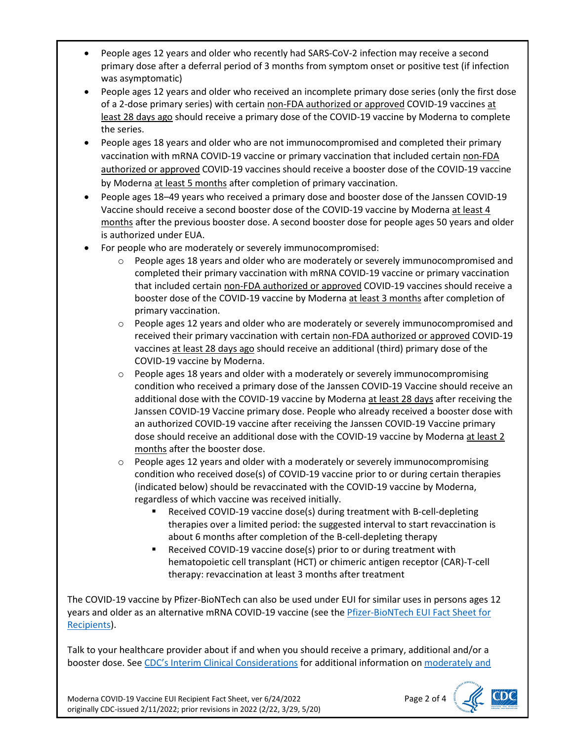- People ages 12 years and older who recently had SARS-CoV-2 infection may receive a second primary dose after a deferral period of 3 months from symptom onset or positive test (if infection was asymptomatic)
- People ages 12 years and older who received an incomplete primary dose series (only the first dose of a 2-dose primary series) with certain non-FDA authorized or approved COVID-19 vaccines at least 28 days ago should receive a primary dose of the COVID-19 vaccine by Moderna to complete the series.
- People ages 18 years and older who are not immunocompromised and completed their primary vaccination with mRNA COVID-19 vaccine or primary vaccination that included certain non-FDA authorized or approved COVID-19 vaccines should receive a booster dose of the COVID-19 vaccine by Moderna at least 5 months after completion of primary vaccination.
- People ages 18–49 years who received a primary dose and booster dose of the Janssen COVID-19 Vaccine should receive a second booster dose of the COVID-19 vaccine by Moderna at least 4 months after the previous booster dose. A second booster dose for people ages 50 years and older is authorized under EUA.
- For people who are moderately or severely immunocompromised:
  - People ages 18 years and older who are moderately or severely immunocompromised and completed their primary vaccination with mRNA COVID-19 vaccine or primary vaccination that included certain non-FDA authorized or approved COVID-19 vaccines should receive a booster dose of the COVID-19 vaccine by Moderna at least 3 months after completion of primary vaccination.
  - People ages 12 years and older who are moderately or severely immunocompromised and received their primary vaccination with certain non-FDA authorized or approved COVID-19 vaccines at least 28 days ago should receive an additional (third) primary dose of the COVID-19 vaccine by Moderna.
  - People ages 18 years and older with a moderately or severely immunocompromising condition who received a primary dose of the Janssen COVID-19 Vaccine should receive an additional dose with the COVID-19 vaccine by Moderna at least 28 days after receiving the Janssen COVID-19 Vaccine primary dose. People who already received a booster dose with an authorized COVID-19 vaccine after receiving the Janssen COVID-19 Vaccine primary dose should receive an additional dose with the COVID-19 vaccine by Moderna at least 2 months after the booster dose.
  - People ages 12 years and older with a moderately or severely immunocompromising condition who received dose(s) of COVID-19 vaccine prior to or during certain therapies (indicated below) should be revaccinated with the COVID-19 vaccine by Moderna, regardless of which vaccine was received initially.
    - Received COVID-19 vaccine dose(s) during treatment with B-cell-depleting therapies over a limited period: the suggested interval to start revaccination is about 6 months after completion of the B-cell-depleting therapy
    - Received COVID-19 vaccine dose(s) prior to or during treatment with hematopoietic cell transplant (HCT) or chimeric antigen receptor (CAR)-T-cell therapy: revaccination at least 3 months after treatment

The COVID-19 vaccine by Pfizer-BioNTech can also be used under EUI for similar uses in persons ages 12 years and older as an alternative mRNA COVID-19 vaccine (see the Pfizer-BioNTech EUI Fact Sheet for Recipients).

Talk to your healthcare provider about if and when you should receive a primary, additional and/or a booster dose. See CDC's Interim Clinical Considerations for additional information on moderately and

Moderna COVID-19 Vaccine EUI Recipient Fact Sheet, ver 6/24/2022
originally CDC-issued 2/11/2022; prior revisions in 2022 (2/22, 3/29, 5/20)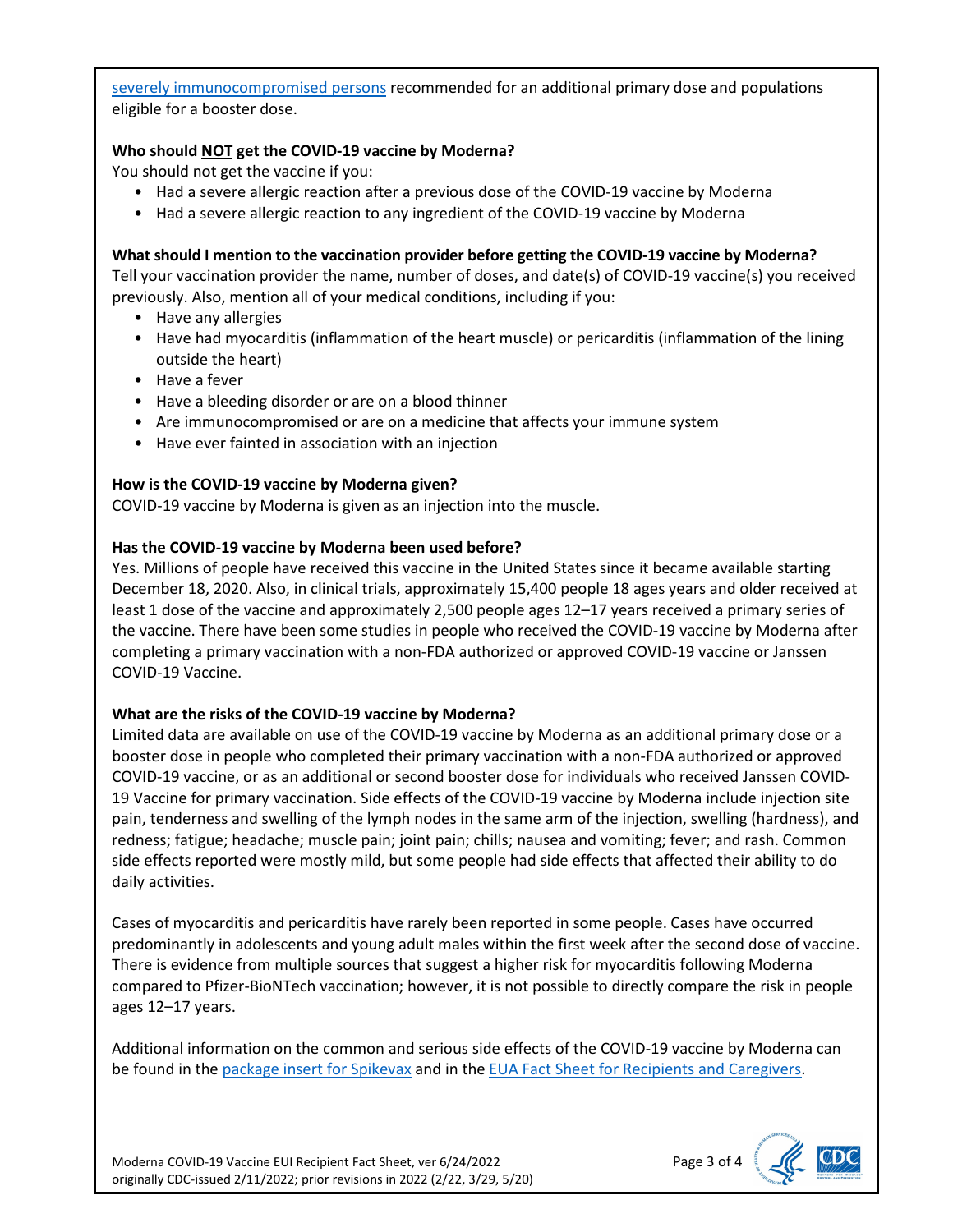[severely immunocompromised persons](#) recommended for an additional primary dose and populations eligible for a booster dose.

**Who should NOT get the COVID-19 vaccine by Moderna?**

You should not get the vaccine if you:

- Had a severe allergic reaction after a previous dose of the COVID-19 vaccine by Moderna
- Had a severe allergic reaction to any ingredient of the COVID-19 vaccine by Moderna

**What should I mention to the vaccination provider before getting the COVID-19 vaccine by Moderna?**

Tell your vaccination provider the name, number of doses, and date(s) of COVID-19 vaccine(s) you received previously. Also, mention all of your medical conditions, including if you:

- Have any allergies
- Have had myocarditis (inflammation of the heart muscle) or pericarditis (inflammation of the lining outside the heart)
- Have a fever
- Have a bleeding disorder or are on a blood thinner
- Are immunocompromised or are on a medicine that affects your immune system
- Have ever fainted in association with an injection

**How is the COVID-19 vaccine by Moderna given?**

COVID-19 vaccine by Moderna is given as an injection into the muscle.

**Has the COVID-19 vaccine by Moderna been used before?**

Yes. Millions of people have received this vaccine in the United States since it became available starting December 18, 2020. Also, in clinical trials, approximately 15,400 people 18 ages years and older received at least 1 dose of the vaccine and approximately 2,500 people ages 12–17 years received a primary series of the vaccine. There have been some studies in people who received the COVID-19 vaccine by Moderna after completing a primary vaccination with a non-FDA authorized or approved COVID-19 vaccine or Janssen COVID-19 Vaccine.

**What are the risks of the COVID-19 vaccine by Moderna?**

Limited data are available on use of the COVID-19 vaccine by Moderna as an additional primary dose or a booster dose in people who completed their primary vaccination with a non-FDA authorized or approved COVID-19 vaccine, or as an additional or second booster dose for individuals who received Janssen COVID-19 Vaccine for primary vaccination. Side effects of the COVID-19 vaccine by Moderna include injection site pain, tenderness and swelling of the lymph nodes in the same arm of the injection, swelling (hardness), and redness; fatigue; headache; muscle pain; joint pain; chills; nausea and vomiting; fever; and rash. Common side effects reported were mostly mild, but some people had side effects that affected their ability to do daily activities.

Cases of myocarditis and pericarditis have rarely been reported in some people. Cases have occurred predominantly in adolescents and young adult males within the first week after the second dose of vaccine. There is evidence from multiple sources that suggest a higher risk for myocarditis following Moderna compared to Pfizer-BioNTech vaccination; however, it is not possible to directly compare the risk in people ages 12–17 years.

Additional information on the common and serious side effects of the COVID-19 vaccine by Moderna can be found in the [package insert for Spikevax](#) and in the [EUA Fact Sheet for Recipients and Caregivers](#).

Moderna COVID-19 Vaccine EUI Recipient Fact Sheet, ver 6/24/2022
originally CDC-issued 2/11/2022; prior revisions in 2022 (2/22, 3/29, 5/20)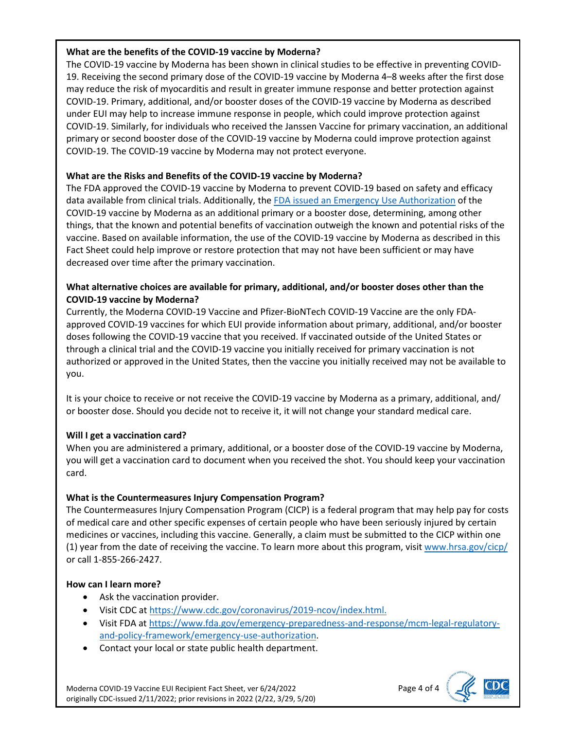**What are the benefits of the COVID-19 vaccine by Moderna?**

The COVID-19 vaccine by Moderna has been shown in clinical studies to be effective in preventing COVID-19. Receiving the second primary dose of the COVID-19 vaccine by Moderna 4–8 weeks after the first dose may reduce the risk of myocarditis and result in greater immune response and better protection against COVID-19. Primary, additional, and/or booster doses of the COVID-19 vaccine by Moderna as described under EUI may help to increase immune response in people, which could improve protection against COVID-19. Similarly, for individuals who received the Janssen Vaccine for primary vaccination, an additional primary or second booster dose of the COVID-19 vaccine by Moderna could improve protection against COVID-19. The COVID-19 vaccine by Moderna may not protect everyone.

**What are the Risks and Benefits of the COVID-19 vaccine by Moderna?**

The FDA approved the COVID-19 vaccine by Moderna to prevent COVID-19 based on safety and efficacy data available from clinical trials. Additionally, the [FDA issued an Emergency Use Authorization](FDA issued an Emergency Use Authorization) of the COVID-19 vaccine by Moderna as an additional primary or a booster dose, determining, among other things, that the known and potential benefits of vaccination outweigh the known and potential risks of the vaccine. Based on available information, the use of the COVID-19 vaccine by Moderna as described in this Fact Sheet could help improve or restore protection that may not have been sufficient or may have decreased over time after the primary vaccination.

**What alternative choices are available for primary, additional, and/or booster doses other than the COVID-19 vaccine by Moderna?**

Currently, the Moderna COVID-19 Vaccine and Pfizer-BioNTech COVID-19 Vaccine are the only FDA-approved COVID-19 vaccines for which EUI provide information about primary, additional, and/or booster doses following the COVID-19 vaccine that you received. If vaccinated outside of the United States or through a clinical trial and the COVID-19 vaccine you initially received for primary vaccination is not authorized or approved in the United States, then the vaccine you initially received may not be available to you.

It is your choice to receive or not receive the COVID-19 vaccine by Moderna as a primary, additional, and/ or booster dose. Should you decide not to receive it, it will not change your standard medical care.

**Will I get a vaccination card?**

When you are administered a primary, additional, or a booster dose of the COVID-19 vaccine by Moderna, you will get a vaccination card to document when you received the shot. You should keep your vaccination card.

**What is the Countermeasures Injury Compensation Program?**

The Countermeasures Injury Compensation Program (CICP) is a federal program that may help pay for costs of medical care and other specific expenses of certain people who have been seriously injured by certain medicines or vaccines, including this vaccine. Generally, a claim must be submitted to the CICP within one (1) year from the date of receiving the vaccine. To learn more about this program, visit [www.hrsa.gov/cicp/](www.hrsa.gov/cicp/) or call 1-855-266-2427.

**How can I learn more?**

- Ask the vaccination provider.
- Visit CDC at [https://www.cdc.gov/coronavirus/2019-ncov/index.html.](https://www.cdc.gov/coronavirus/2019-ncov/index.html)
- Visit FDA at [https://www.fda.gov/emergency-preparedness-and-response/mcm-legal-regulatory-and-policy-framework/emergency-use-authorization](https://www.fda.gov/emergency-preparedness-and-response/mcm-legal-regulatory-and-policy-framework/emergency-use-authorization).
- Contact your local or state public health department.

Moderna COVID-19 Vaccine EUI Recipient Fact Sheet, ver 6/24/2022
originally CDC-issued 2/11/2022; prior revisions in 2022 (2/22, 3/29, 5/20)